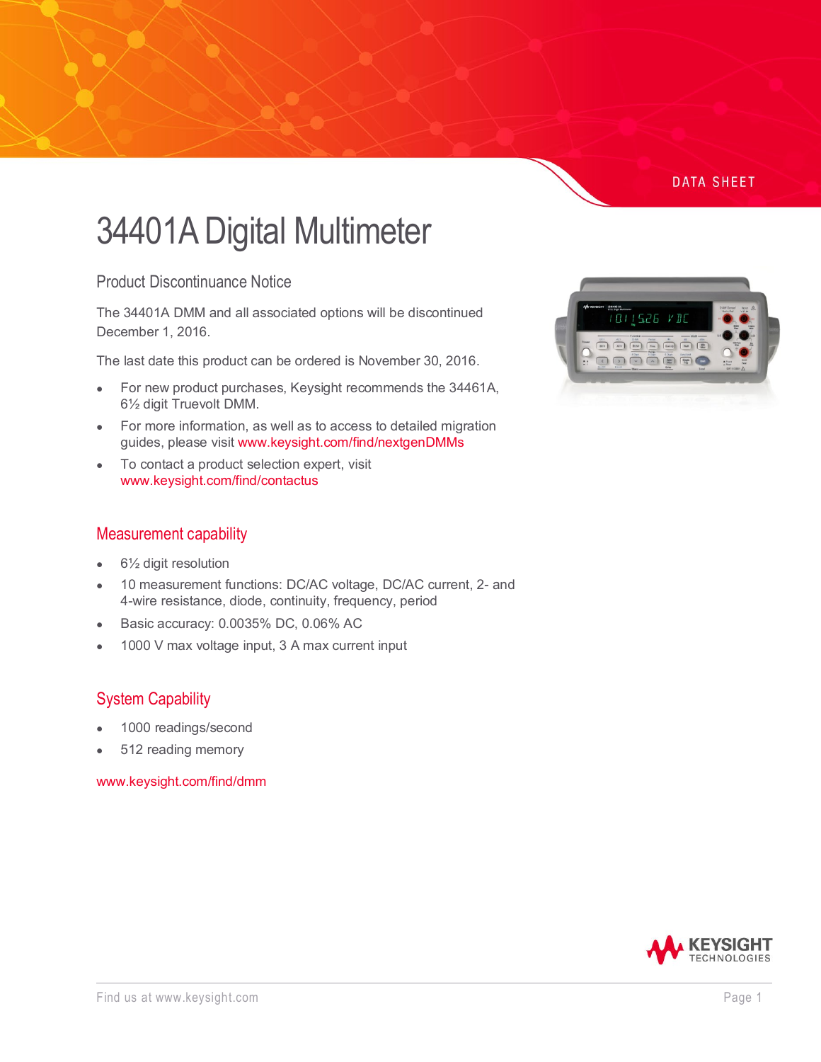DATA SHEET

# 34401A Digital Multimeter

## Product Discontinuance Notice

The 34401A DMM and all associated options will be discontinued December 1, 2016.

The last date this product can be ordered is November 30, 2016.

- For new product purchases, Keysight recommends the 34461A, 6½ digit Truevolt DMM.
- For more information, as well as to access to detailed migration guides, please visit www.keysight.com/find/nextgenDMMs
- To contact a product selection expert, visit www.keysight.com/find/contactus

## Measurement capability

- 6½ digit resolution
- 10 measurement functions: DC/AC voltage, DC/AC current, 2- and 4-wire resistance, diode, continuity, frequency, period
- Basic accuracy: 0.0035% DC, 0.06% AC
- 1000 V max voltage input, 3 A max current input

## System Capability

- 1000 readings/second
- 512 reading memory

www.keysight.com/find/dmm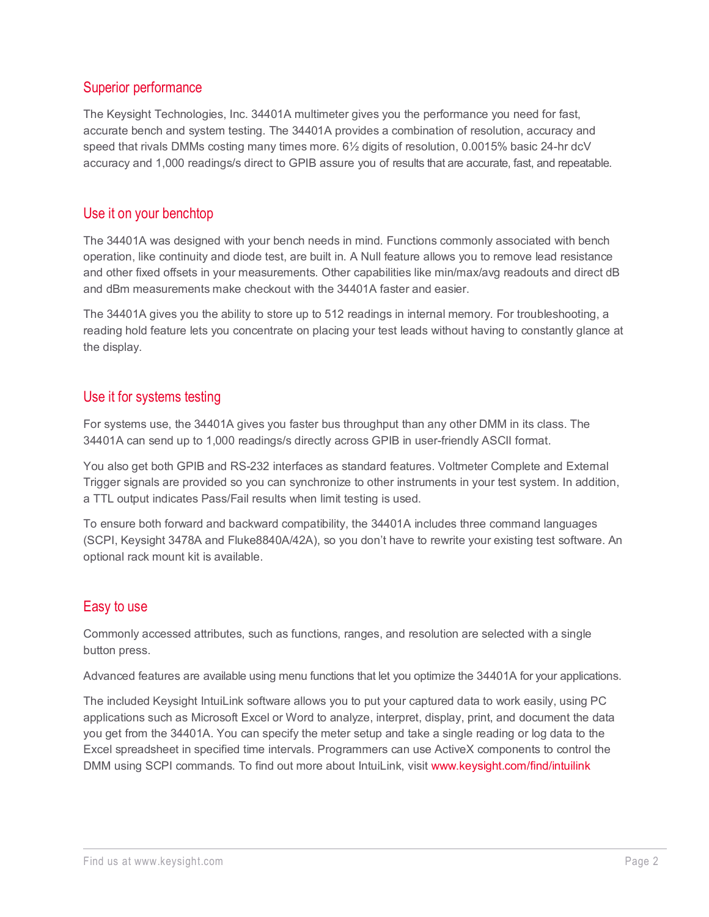## Superior performance

The Keysight Technologies, Inc. 34401A multimeter gives you the performance you need for fast, accurate bench and system testing. The 34401A provides a combination of resolution, accuracy and speed that rivals DMMs costing many times more. 6½ digits of resolution, 0.0015% basic 24-hr dcV accuracy and 1,000 readings/s direct to GPIB assure you of results that are accurate, fast, and repeatable.

## Use it on your benchtop

The 34401A was designed with your bench needs in mind. Functions commonly associated with bench operation, like continuity and diode test, are built in. A Null feature allows you to remove lead resistance and other fixed offsets in your measurements. Other capabilities like min/max/avg readouts and direct dB and dBm measurements make checkout with the 34401A faster and easier.

The 34401A gives you the ability to store up to 512 readings in internal memory. For troubleshooting, a reading hold feature lets you concentrate on placing your test leads without having to constantly glance at the display.

## Use it for systems testing

For systems use, the 34401A gives you faster bus throughput than any other DMM in its class. The 34401A can send up to 1,000 readings/s directly across GPIB in user-friendly ASCII format.

You also get both GPIB and RS-232 interfaces as standard features. Voltmeter Complete and External Trigger signals are provided so you can synchronize to other instruments in your test system. In addition, a TTL output indicates Pass/Fail results when limit testing is used.

To ensure both forward and backward compatibility, the 34401A includes three command languages (SCPI, Keysight 3478A and Fluke8840A/42A), so you don't have to rewrite your existing test software. An optional rack mount kit is available.

## Easy to use

Commonly accessed attributes, such as functions, ranges, and resolution are selected with a single button press.

Advanced features are available using menu functions that let you optimize the 34401A for your applications.

The included Keysight IntuiLink software allows you to put your captured data to work easily, using PC applications such as Microsoft Excel or Word to analyze, interpret, display, print, and document the data you get from the 34401A. You can specify the meter setup and take a single reading or log data to the Excel spreadsheet in specified time intervals. Programmers can use ActiveX components to control the DMM using SCPI commands. To find out more about IntuiLink, visit www.keysight.com/find/intuilink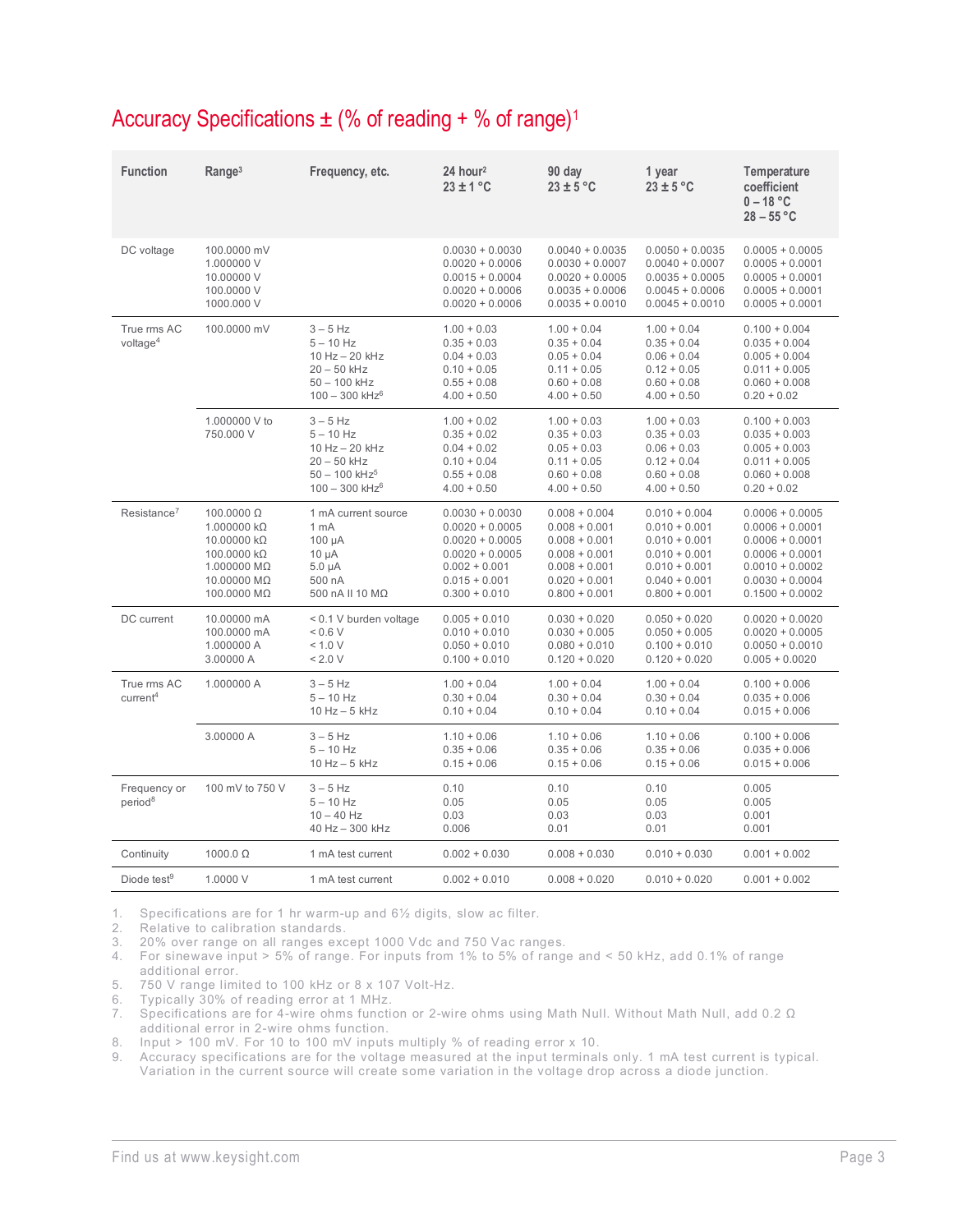## Accuracy Specifications ± (% of reading + % of range)[1]

| Function | Range[3] | Frequency, etc. | 24 hour[2] 23 ± 1 °C | 90 day 23 ± 5 °C | 1 year 23 ± 5 °C | Temperature coefficient 0 – 18 °C 28 – 55 °C |
|---|---|---|---|---|---|---|
| DC voltage | 100.0000 mV | | 0.0030 + 0.0030 | 0.0040 + 0.0035 | 0.0050 + 0.0035 | 0.0005 + 0.0005 |
| | 1.000000 V | | 0.0020 + 0.0006 | 0.0030 + 0.0007 | 0.0040 + 0.0007 | 0.0005 + 0.0001 |
| | 10.00000 V | | 0.0015 + 0.0004 | 0.0020 + 0.0005 | 0.0035 + 0.0005 | 0.0005 + 0.0001 |
| | 100.0000 V | | 0.0020 + 0.0006 | 0.0035 + 0.0006 | 0.0045 + 0.0006 | 0.0005 + 0.0001 |
| | 1000.000 V | | 0.0020 + 0.0006 | 0.0035 + 0.0010 | 0.0045 + 0.0010 | 0.0005 + 0.0001 |
| True rms AC voltage[4] | 100.0000 mV | 3 – 5 Hz | 1.00 + 0.03 | 1.00 + 0.04 | 1.00 + 0.04 | 0.100 + 0.004 |
| | | 5 – 10 Hz | 0.35 + 0.03 | 0.35 + 0.04 | 0.35 + 0.04 | 0.035 + 0.004 |
| | | 10 Hz – 20 kHz | 0.04 + 0.03 | 0.05 + 0.04 | 0.06 + 0.04 | 0.005 + 0.004 |
| | | 20 – 50 kHz | 0.10 + 0.05 | 0.11 + 0.05 | 0.12 + 0.05 | 0.011 + 0.005 |
| | | 50 – 100 kHz | 0.55 + 0.08 | 0.60 + 0.08 | 0.60 + 0.08 | 0.060 + 0.008 |
| | | 100 – 300 kHz[6] | 4.00 + 0.50 | 4.00 + 0.50 | 4.00 + 0.50 | 0.20 + 0.02 |
| | 1.000000 V to 750.000 V | 3 – 5 Hz | 1.00 + 0.02 | 1.00 + 0.03 | 1.00 + 0.03 | 0.100 + 0.003 |
| | | 5 – 10 Hz | 0.35 + 0.02 | 0.35 + 0.03 | 0.35 + 0.03 | 0.035 + 0.003 |
| | | 10 Hz – 20 kHz | 0.04 + 0.02 | 0.05 + 0.03 | 0.06 + 0.03 | 0.005 + 0.003 |
| | | 20 – 50 kHz | 0.10 + 0.04 | 0.11 + 0.05 | 0.12 + 0.04 | 0.011 + 0.005 |
| | | 50 – 100 kHz[5] | 0.55 + 0.08 | 0.60 + 0.08 | 0.60 + 0.08 | 0.060 + 0.008 |
| | | 100 – 300 kHz[6] | 4.00 + 0.50 | 4.00 + 0.50 | 4.00 + 0.50 | 0.20 + 0.02 |
| Resistance[7] | 100.0000 Ω | 1 mA current source | 0.0030 + 0.0030 | 0.008 + 0.004 | 0.010 + 0.004 | 0.0006 + 0.0005 |
| | 1.000000 kΩ | 1 mA | 0.0020 + 0.0005 | 0.008 + 0.001 | 0.010 + 0.001 | 0.0006 + 0.0001 |
| | 10.00000 kΩ | 100 µA | 0.0020 + 0.0005 | 0.008 + 0.001 | 0.010 + 0.001 | 0.0006 + 0.0001 |
| | 100.0000 kΩ | 10 µA | 0.0020 + 0.0005 | 0.008 + 0.001 | 0.010 + 0.001 | 0.0006 + 0.0001 |
| | 1.000000 MΩ | 5.0 µA | 0.002 + 0.001 | 0.008 + 0.001 | 0.010 + 0.001 | 0.0010 + 0.0002 |
| | 10.00000 MΩ | 500 nA | 0.015 + 0.001 | 0.020 + 0.001 | 0.040 + 0.001 | 0.0030 + 0.0004 |
| | 100.0000 MΩ | 500 nA ll 10 MΩ | 0.300 + 0.010 | 0.800 + 0.001 | 0.800 + 0.001 | 0.1500 + 0.0002 |
| DC current | 10.00000 mA | < 0.1 V burden voltage | 0.005 + 0.010 | 0.030 + 0.020 | 0.050 + 0.020 | 0.0020 + 0.0020 |
| | 100.0000 mA | < 0.6 V | 0.010 + 0.010 | 0.030 + 0.005 | 0.050 + 0.005 | 0.0020 + 0.0005 |
| | 1.000000 A | < 1.0 V | 0.050 + 0.010 | 0.080 + 0.010 | 0.100 + 0.010 | 0.0050 + 0.0010 |
| | 3.00000 A | < 2.0 V | 0.100 + 0.010 | 0.120 + 0.020 | 0.120 + 0.020 | 0.005 + 0.0020 |
| True rms AC current[4] | 1.000000 A | 3 – 5 Hz | 1.00 + 0.04 | 1.00 + 0.04 | 1.00 + 0.04 | 0.100 + 0.006 |
| | | 5 – 10 Hz | 0.30 + 0.04 | 0.30 + 0.04 | 0.30 + 0.04 | 0.035 + 0.006 |
| | | 10 Hz – 5 kHz | 0.10 + 0.04 | 0.10 + 0.04 | 0.10 + 0.04 | 0.015 + 0.006 |
| | 3.00000 A | 3 – 5 Hz | 1.10 + 0.06 | 1.10 + 0.06 | 1.10 + 0.06 | 0.100 + 0.006 |
| | | 5 – 10 Hz | 0.35 + 0.06 | 0.35 + 0.06 | 0.35 + 0.06 | 0.035 + 0.006 |
| | | 10 Hz – 5 kHz | 0.15 + 0.06 | 0.15 + 0.06 | 0.15 + 0.06 | 0.015 + 0.006 |
| Frequency or period[8] | 100 mV to 750 V | 3 – 5 Hz | 0.10 | 0.10 | 0.10 | 0.005 |
| | | 5 – 10 Hz | 0.05 | 0.05 | 0.05 | 0.005 |
| | | 10 – 40 Hz | 0.03 | 0.03 | 0.03 | 0.001 |
| | | 40 Hz – 300 kHz | 0.006 | 0.01 | 0.01 | 0.001 |
| Continuity | 1000.0 Ω | 1 mA test current | 0.002 + 0.030 | 0.008 + 0.030 | 0.010 + 0.030 | 0.001 + 0.002 |
| Diode test[9] | 1.0000 V | 1 mA test current | 0.002 + 0.010 | 0.008 + 0.020 | 0.010 + 0.020 | 0.001 + 0.002 |

1. Specifications are for 1 hr warm-up and 6½ digits, slow ac filter.
2. Relative to calibration standards.
3. 20% over range on all ranges except 1000 Vdc and 750 Vac ranges.
4. For sinewave input > 5% of range. For inputs from 1% to 5% of range and < 50 kHz, add 0.1% of range additional error.
5. 750 V range limited to 100 kHz or 8 x 107 Volt-Hz.
6. Typically 30% of reading error at 1 MHz.
7. Specifications are for 4-wire ohms function or 2-wire ohms using Math Null. Without Math Null, add 0.2 Ω additional error in 2-wire ohms function.
8. Input > 100 mV. For 10 to 100 mV inputs multiply % of reading error x 10.
9. Accuracy specifications are for the voltage measured at the input terminals only. 1 mA test current is typical. Variation in the current source will create some variation in the voltage drop across a diode junction.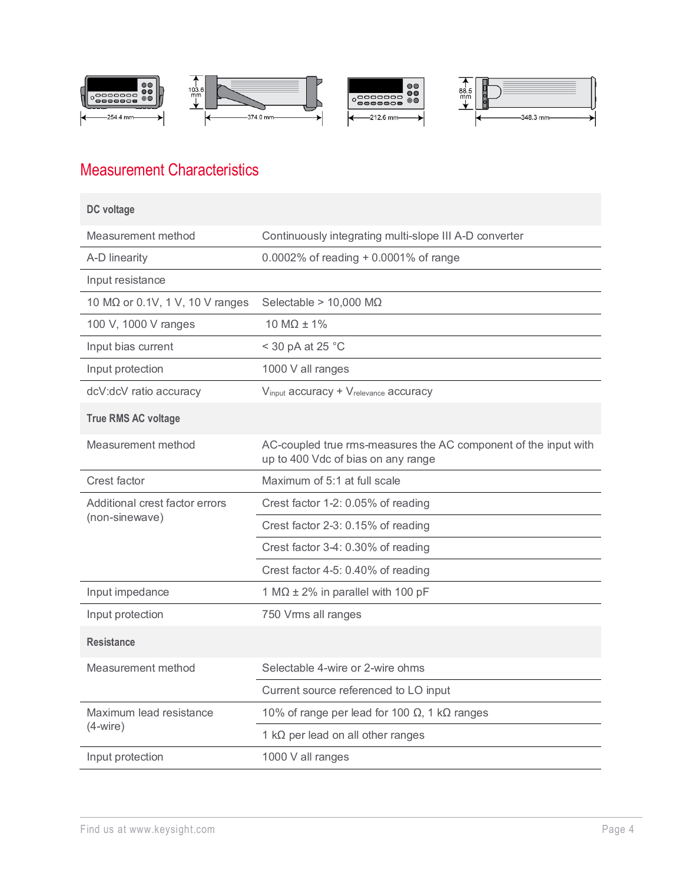## Measurement Characteristics

| DC voltage | |
|---|---|
| Measurement method | Continuously integrating multi-slope III A-D converter |
| A-D linearity | 0.0002% of reading + 0.0001% of range |
| Input resistance | |
| 10 MΩ or 0.1V, 1 V, 10 V ranges | Selectable > 10,000 MΩ |
| 100 V, 1000 V ranges | 10 MΩ ± 1% |
| Input bias current | < 30 pA at 25 °C |
| Input protection | 1000 V all ranges |
| dcV:dcV ratio accuracy | $V_{input}$ accuracy + $V_{relevance}$ accuracy |
| **True RMS AC voltage** | |
| Measurement method | AC-coupled true rms-measures the AC component of the input with up to 400 Vdc of bias on any range |
| Crest factor | Maximum of 5:1 at full scale |
| Additional crest factor errors (non-sinewave) | Crest factor 1-2: 0.05% of reading |
| | Crest factor 2-3: 0.15% of reading |
| | Crest factor 3-4: 0.30% of reading |
| | Crest factor 4-5: 0.40% of reading |
| Input impedance | 1 MΩ ± 2% in parallel with 100 pF |
| Input protection | 750 Vrms all ranges |
| **Resistance** | |
| Measurement method | Selectable 4-wire or 2-wire ohms |
| | Current source referenced to LO input |
| Maximum lead resistance (4-wire) | 10% of range per lead for 100 Ω, 1 kΩ ranges |
| | 1 kΩ per lead on all other ranges |
| Input protection | 1000 V all ranges |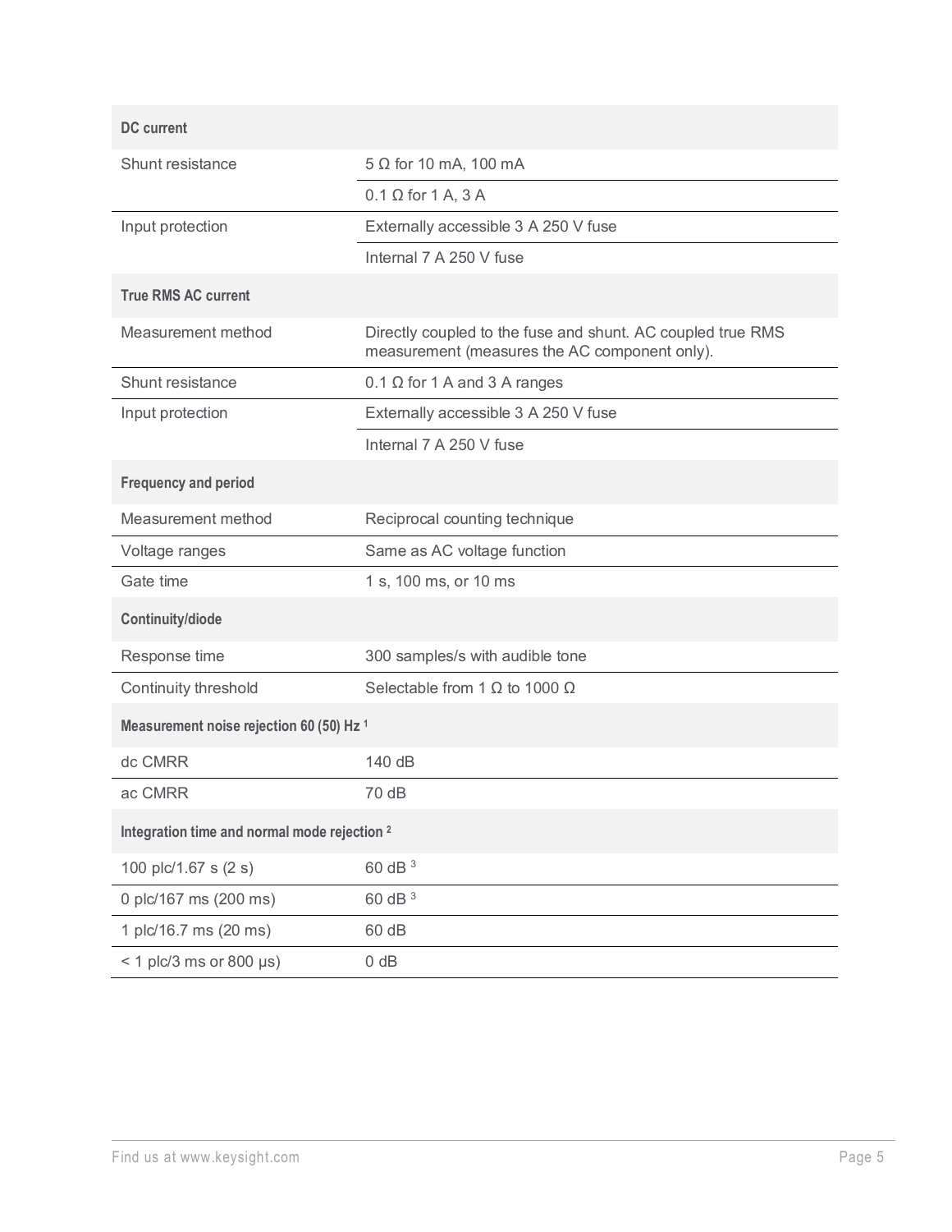| **DC current** | |
|---|---|
| Shunt resistance | 5 Ω for 10 mA, 100 mA |
| | 0.1 Ω for 1 A, 3 A |
| Input protection | Externally accessible 3 A 250 V fuse |
| | Internal 7 A 250 V fuse |
| **True RMS AC current** | |
| Measurement method | Directly coupled to the fuse and shunt. AC coupled true RMS measurement (measures the AC component only). |
| Shunt resistance | 0.1 Ω for 1 A and 3 A ranges |
| Input protection | Externally accessible 3 A 250 V fuse |
| | Internal 7 A 250 V fuse |
| **Frequency and period** | |
| Measurement method | Reciprocal counting technique |
| Voltage ranges | Same as AC voltage function |
| Gate time | 1 s, 100 ms, or 10 ms |
| **Continuity/diode** | |
| Response time | 300 samples/s with audible tone |
| Continuity threshold | Selectable from 1 Ω to 1000 Ω |
| **Measurement noise rejection 60 (50) Hz** [1] | |
| dc CMRR | 140 dB |
| ac CMRR | 70 dB |
| **Integration time and normal mode rejection** [2] | |
| 100 plc/1.67 s (2 s) | 60 dB [3] |
| 0 plc/167 ms (200 ms) | 60 dB [3] |
| 1 plc/16.7 ms (20 ms) | 60 dB |
| < 1 plc/3 ms or 800 µs) | 0 dB |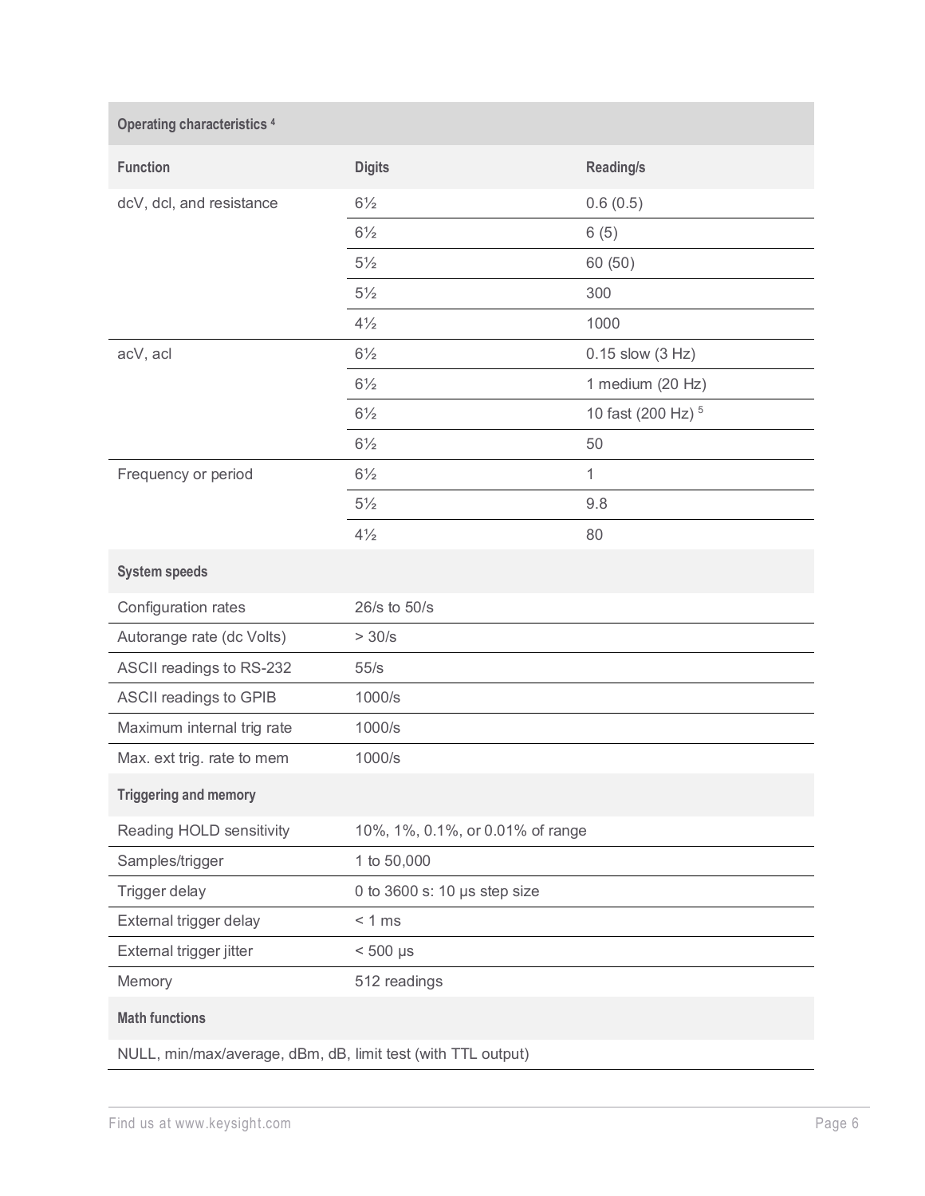| Operating characteristics [4] | | |
|---|---|---|
| **Function** | **Digits** | **Reading/s** |
| dcV, dcI, and resistance | 6½ | 0.6 (0.5) |
| | 6½ | 6 (5) |
| | 5½ | 60 (50) |
| | 5½ | 300 |
| | 4½ | 1000 |
| acV, acI | 6½ | 0.15 slow (3 Hz) |
| | 6½ | 1 medium (20 Hz) |
| | 6½ | 10 fast (200 Hz) [5] |
| | 6½ | 50 |
| Frequency or period | 6½ | 1 |
| | 5½ | 9.8 |
| | 4½ | 80 |

| System speeds | |
|---|---|
| Configuration rates | 26/s to 50/s |
| Autorange rate (dc Volts) | > 30/s |
| ASCII readings to RS-232 | 55/s |
| ASCII readings to GPIB | 1000/s |
| Maximum internal trig rate | 1000/s |
| Max. ext trig. rate to mem | 1000/s |

| Triggering and memory | |
|---|---|
| Reading HOLD sensitivity | 10%, 1%, 0.1%, or 0.01% of range |
| Samples/trigger | 1 to 50,000 |
| Trigger delay | 0 to 3600 s: 10 μs step size |
| External trigger delay | < 1 ms |
| External trigger jitter | < 500 μs |
| Memory | 512 readings |

| Math functions |
|---|
| NULL, min/max/average, dBm, dB, limit test (with TTL output) |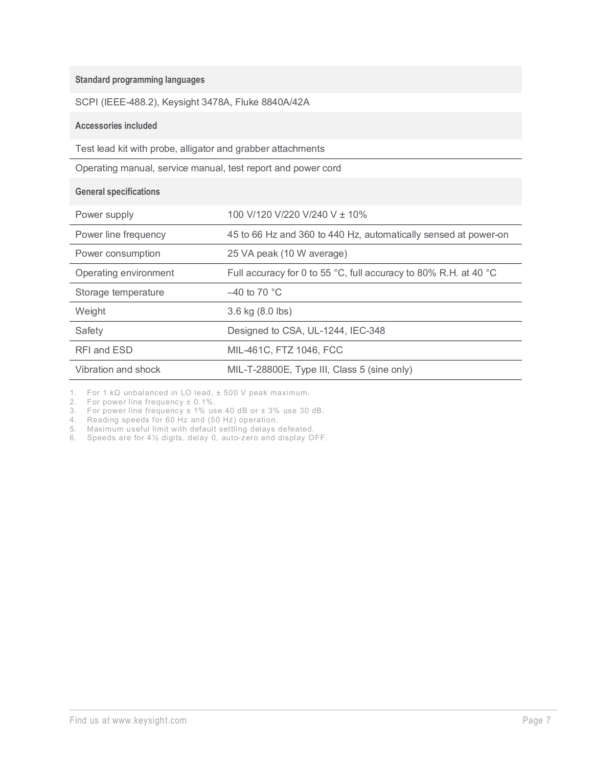**Standard programming languages**

SCPI (IEEE-488.2), Keysight 3478A, Fluke 8840A/42A

**Accessories included**

Test lead kit with probe, alligator and grabber attachments

Operating manual, service manual, test report and power cord

**General specifications**

| | |
|---|---|
| Power supply | 100 V/120 V/220 V/240 V ± 10% |
| Power line frequency | 45 to 66 Hz and 360 to 440 Hz, automatically sensed at power-on |
| Power consumption | 25 VA peak (10 W average) |
| Operating environment | Full accuracy for 0 to 55 °C, full accuracy to 80% R.H. at 40 °C |
| Storage temperature | –40 to 70 °C |
| Weight | 3.6 kg (8.0 lbs) |
| Safety | Designed to CSA, UL-1244, IEC-348 |
| RFI and ESD | MIL-461C, FTZ 1046, FCC |
| Vibration and shock | MIL-T-28800E, Type III, Class 5 (sine only) |

1. For 1 kΩ unbalanced in LO lead, ± 500 V peak maximum.
2. For power line frequency ± 0.1%.
3. For power line frequency ± 1% use 40 dB or ± 3% use 30 dB.
4. Reading speeds for 60 Hz and (50 Hz) operation.
5. Maximum useful limit with default settling delays defeated.
6. Speeds are for 4½ digits, delay 0, auto-zero and display OFF.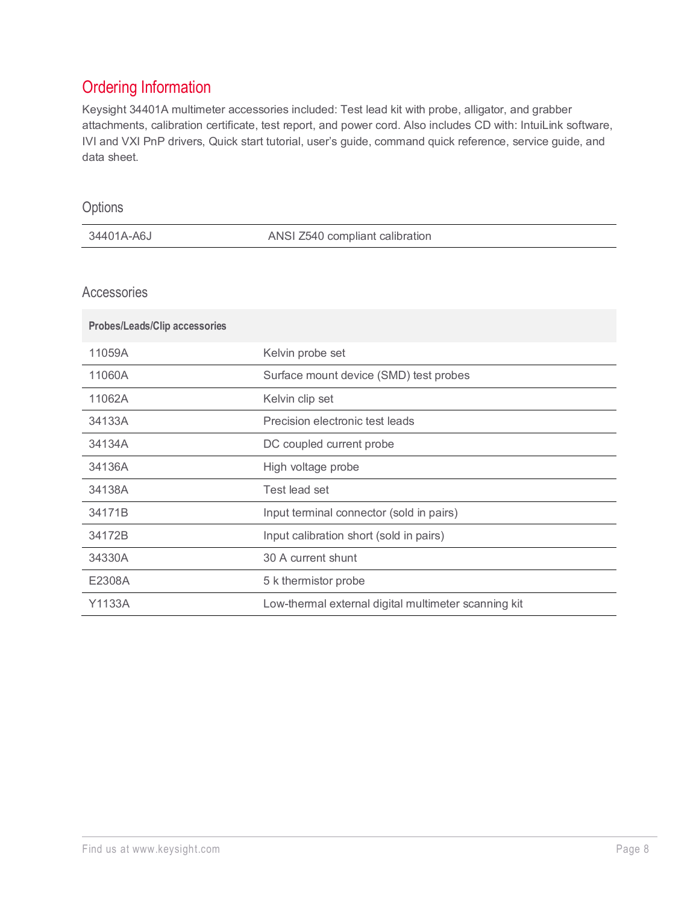## Ordering Information

Keysight 34401A multimeter accessories included: Test lead kit with probe, alligator, and grabber attachments, calibration certificate, test report, and power cord. Also includes CD with: IntuiLink software, IVI and VXI PnP drivers, Quick start tutorial, user's guide, command quick reference, service guide, and data sheet.

### Options

| | |
|---|---|
| 34401A-A6J | ANSI Z540 compliant calibration |

### Accessories

| **Probes/Leads/Clip accessories** | |
|---|---|
| 11059A | Kelvin probe set |
| 11060A | Surface mount device (SMD) test probes |
| 11062A | Kelvin clip set |
| 34133A | Precision electronic test leads |
| 34134A | DC coupled current probe |
| 34136A | High voltage probe |
| 34138A | Test lead set |
| 34171B | Input terminal connector (sold in pairs) |
| 34172B | Input calibration short (sold in pairs) |
| 34330A | 30 A current shunt |
| E2308A | 5 k thermistor probe |
| Y1133A | Low-thermal external digital multimeter scanning kit |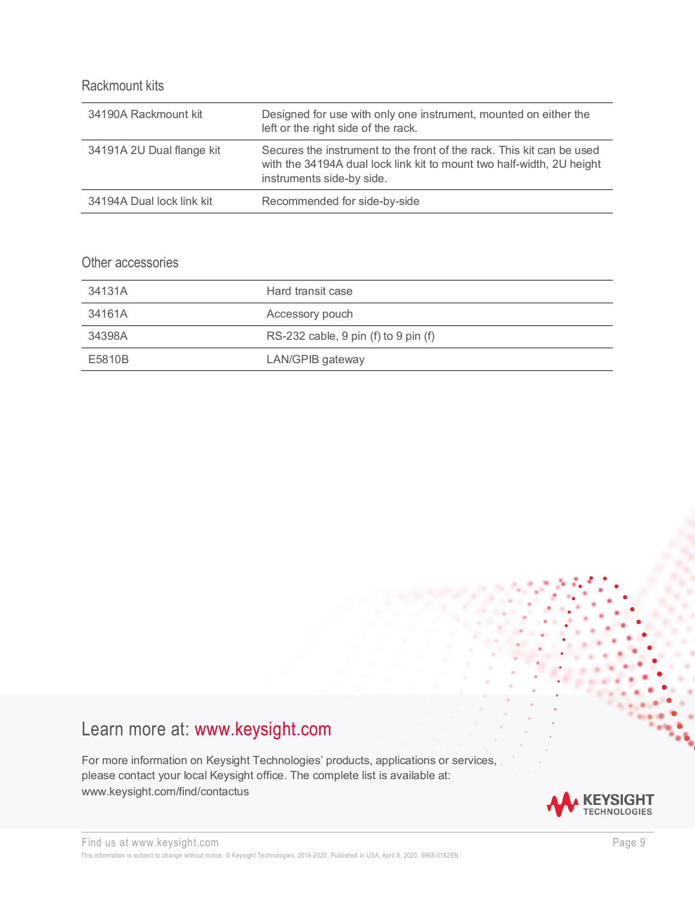## Rackmount kits

| | |
|---|---|
| 34190A Rackmount kit | Designed for use with only one instrument, mounted on either the left or the right side of the rack. |
| 34191A 2U Dual flange kit | Secures the instrument to the front of the rack. This kit can be used with the 34194A dual lock link kit to mount two half-width, 2U height instruments side-by side. |
| 34194A Dual lock link kit | Recommended for side-by-side |

## Other accessories

| | |
|---|---|
| 34131A | Hard transit case |
| 34161A | Accessory pouch |
| 34398A | RS-232 cable, 9 pin (f) to 9 pin (f) |
| E5810B | LAN/GPIB gateway |

## Learn more at: www.keysight.com

For more information on Keysight Technologies' products, applications or services, please contact your local Keysight office. The complete list is available at: www.keysight.com/find/contactus

KEYSIGHT TECHNOLOGIES

This information is subject to change without notice. © Keysight Technologies, 2016-2020, Published in USA, April 8, 2020, 5968-0162EN